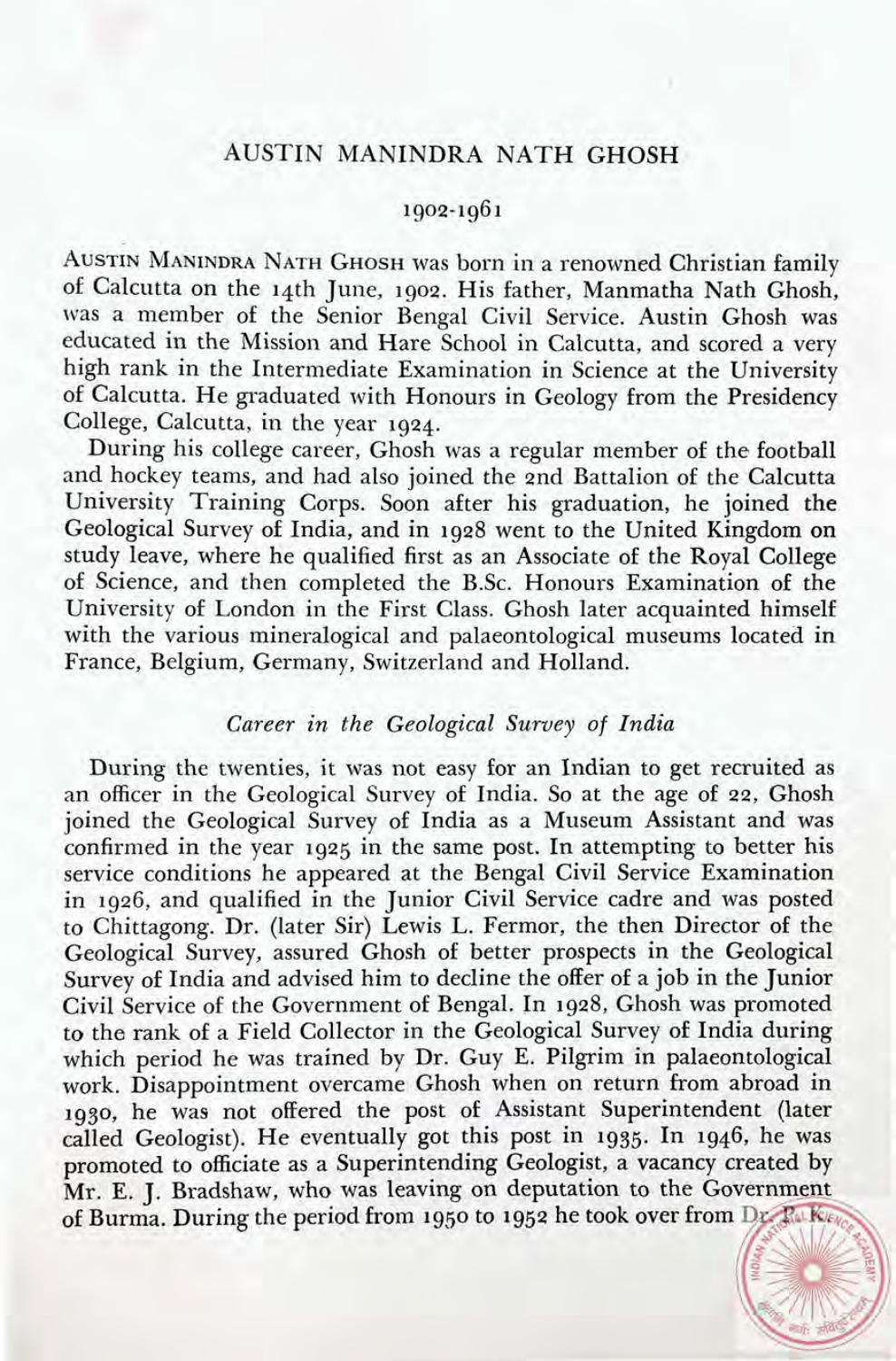# AUSTIN MANINDRA NATH GHOSH

1902-1961

AUSTIN MANINDRA NATH GHOSH was born in a renowned Christian family of Calcutta on the 14th June, 1902. His father, Manmatha Nath Ghosh, was a member of the Senior Bengal Civil Service. Austin Ghosh was educated in the Mission and Hare School in Calcutta, and scored a very high rank in the Intermediate Examination in Science at the University of Calcutta. He graduated with Honours in Geology from the Presidency College, Calcutta, in the year 1924.

During his college career, Ghosh was a regular member of the football and hockey teams, and had also joined the 2nd Battalion of the Calcutta University Training Corps. Soon after his graduation, he joined the Geological Survey of India, and in 1928 went to the United Kingdom on study leave, where he qualified first as an Associate of the Royal College of Science, and then completed the B.Sc. Honours Examination of the University of London in the First Class. Ghosh later acquainted himself with the various mineralogical and palaeontological museums located in France, Belgium, Germany, Switzerland and Holland.

## *Career in the Geological Survey of India*

During the twenties, it was not easy for an Indian to get recruited as an officer in the Geological Survey of India. So at the age of 22, Ghosh joined the Geological Survey of India as a Museum Assistant and was confirmed in the year 1925 in the same post. In attempting to better his service conditions he appeared at the Bengal Civil Service Examination in 1926, and qualified in the Junior Civil Service cadre and was posted to Chittagong. Dr. (later Sir) Lewis L. Fermor, the then Director of the Geological Survey, assured Ghosh of better prospects in the Geological Survey of India and advised him to decline the offer of a job in the Junior Civil Service of the Government of Bengal. In 1928, Ghosh was promoted to the rank of a Field Collector in the Geological Survey of India during which period he was trained by Dr. Guy E. Pilgrim in palaeontological work. Disappointment overcame Ghosh when on return from abroad in 1930, he was not offered the post of Assistant Superintendent (later called Geologist). He eventually got this post in 1935. In 1946, he was promoted to officiate as a Superintending Geologist, a vacancy created by Mr. E. J. Bradshaw, who was leaving on deputation to the Government of Burma. During the period from 1950 to 1952 he took over from Dr. R. K.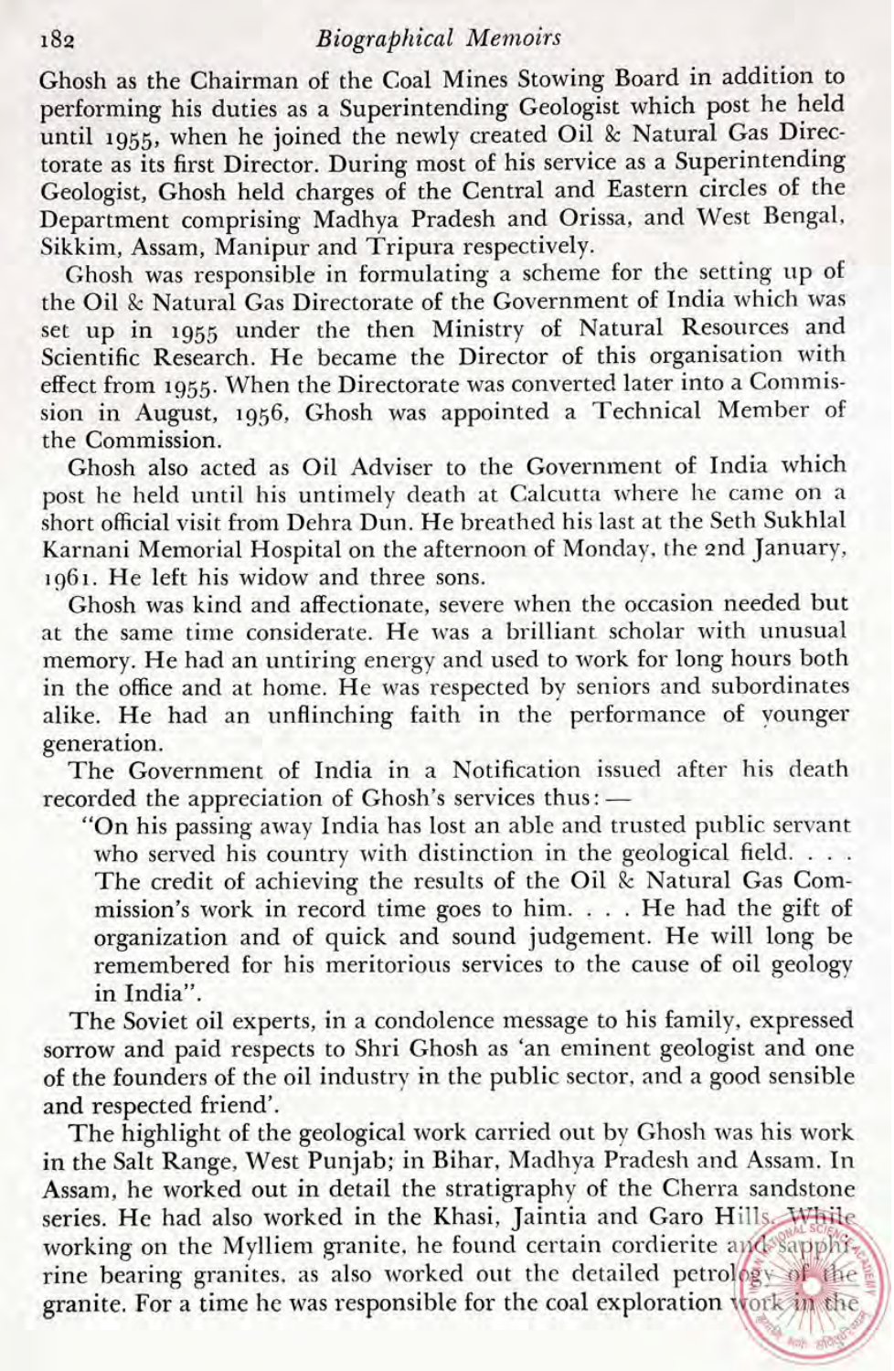Ghosh as the Chairman of the Coal Mines Stowing Board in addition to performing his duties as a Superintending Geologist which post he held until 1955, when he joined the newly created Oil & Natural Gas Directorate as its first Director. During most of his service as a Superintending Geologist, Ghosh held charges of the Central and Eastern circles of the Department comprising Madhya Pradesh and Orissa, and West Bengal, Sikkim, Assam, Manipur and Tripura respectively.

Ghosh was responsible in formulating a scheme for the setting up of the Oil & Natural Gas Directorate of the Government of India which was set up in 1955 under the then Ministry of Natural Resources and Scientific Research. He became the Director of this organisation with effect from 1955. When the Directorate was converted later into a Commission in August, 1956, Ghosh was appointed a Technical Member of the Commission.

Ghosh also acted as Oil Adviser to the Government of India which post he held until his untimely death at Calcutta where he came on a short official visit from Dehra Dun. He breathed his last at the Seth Sukhlal Karnani Memorial Hospital on the afternoon of Monday, the 2nd January, 1961. He left his widow and three sons.

Ghosh was kind and affectionate, severe when the occasion needed but at the same time considerate. He was a brilliant scholar with unusual memory. He had an untiring energy and used to work for long hours both in the office and at home. He was respected by seniors and subordinates alike. He had an unflinching faith in the performance of younger generation.

The Government of India in a Notification issued after his death recorded the appreciation of Ghosh's services thus:—

> "On his passing away India has lost an able and trusted public servant who served his country with distinction in the geological field. . . . The credit of achieving the results of the Oil & Natural Gas Commission's work in record time goes to him. . . . He had the gift of organization and of quick and sound judgement. He will long be remembered for his meritorious services to the cause of oil geology in India".

The Soviet oil experts, in a condolence message to his family, expressed sorrow and paid respects to Shri Ghosh as 'an eminent geologist and one of the founders of the oil industry in the public sector, and a good sensible and respected friend'.

The highlight of the geological work carried out by Ghosh was his work in the Salt Range, West Punjab; in Bihar, Madhya Pradesh and Assam. In Assam, he worked out in detail the stratigraphy of the Cherra sandstone series. He had also worked in the Khasi, Jaintia and Garo Hills. While working on the Mylliem granite, he found certain cordierite and sapphirine bearing granites, as also worked out the detailed petrology of the granite. For a time he was responsible for the coal exploration work in the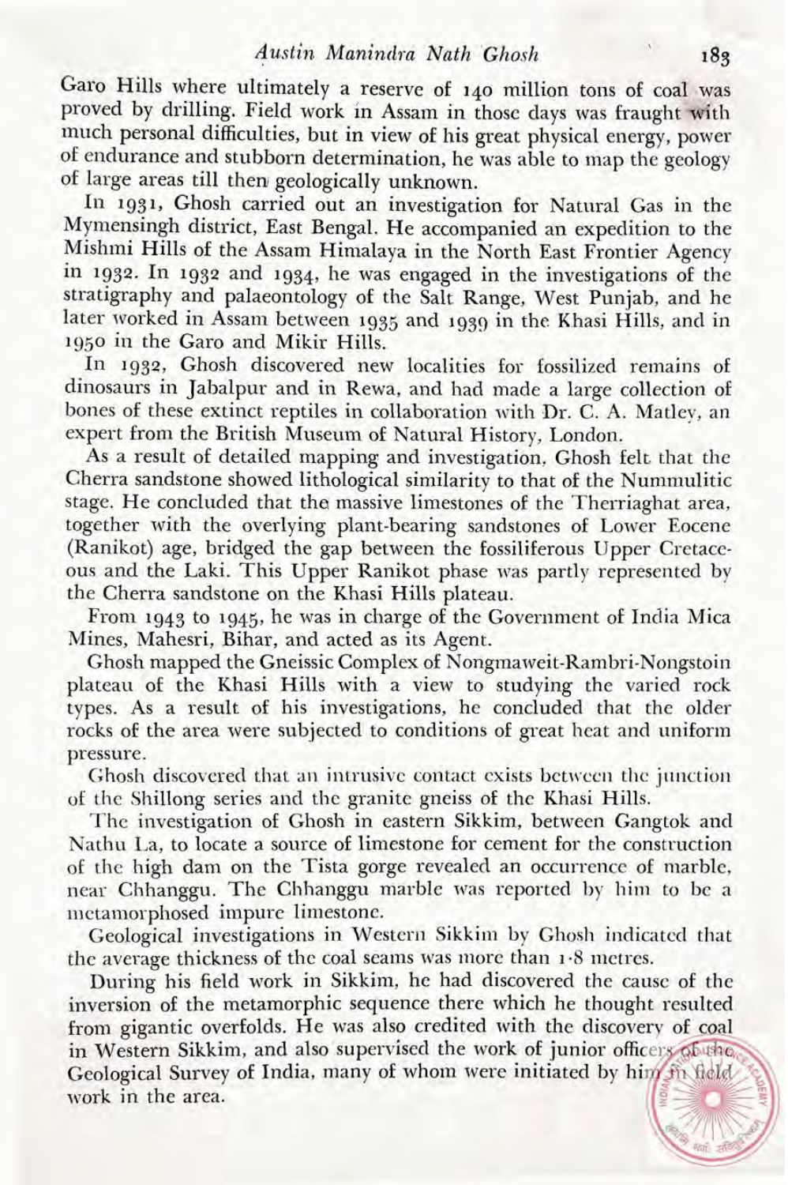Garo Hills where ultimately a reserve of 140 million tons of coal was proved by drilling. Field work in Assam in those days was fraught with much personal difficulties, but in view of his great physical energy, power of endurance and stubborn determination, he was able to map the geology of large areas till then geologically unknown.

In 1931, Ghosh carried out an investigation for Natural Gas in the Mymensingh district, East Bengal. He accompanied an expedition to the Mishmi Hills of the Assam Himalaya in the North East Frontier Agency in 1932. In 1932 and 1934, he was engaged in the investigations of the stratigraphy and palaeontology of the Salt Range, West Punjab, and he later worked in Assam between 1935 and 1939 in the Khasi Hills, and in 1950 in the Garo and Mikir Hills.

In 1932, Ghosh discovered new localities for fossilized remains of dinosaurs in Jabalpur and in Rewa, and had made a large collection of bones of these extinct reptiles in collaboration with Dr. C. A. Matley, an expert from the British Museum of Natural History, London.

As a result of detailed mapping and investigation, Ghosh felt that the Cherra sandstone showed lithological similarity to that of the Nummulitic stage. He concluded that the massive limestones of the Therriaghat area, together with the overlying plant-bearing sandstones of Lower Eocene (Ranikot) age, bridged the gap between the fossiliferous Upper Cretaceous and the Laki. This Upper Ranikot phase was partly represented by the Cherra sandstone on the Khasi Hills plateau.

From 1943 to 1945, he was in charge of the Government of India Mica Mines, Mahesri, Bihar, and acted as its Agent.

Ghosh mapped the Gneissic Complex of Nongmaweit-Rambri-Nongstoin plateau of the Khasi Hills with a view to studying the varied rock types. As a result of his investigations, he concluded that the older rocks of the area were subjected to conditions of great heat and uniform pressure.

Ghosh discovered that an intrusive contact exists between the junction of the Shillong series and the granite gneiss of the Khasi Hills.

The investigation of Ghosh in eastern Sikkim, between Gangtok and Nathu La, to locate a source of limestone for cement for the construction of the high dam on the Tista gorge revealed an occurrence of marble, near Chhanggu. The Chhanggu marble was reported by him to be a metamorphosed impure limestone.

Geological investigations in Western Sikkim by Ghosh indicated that the average thickness of the coal seams was more than 1·8 metres.

During his field work in Sikkim, he had discovered the cause of the inversion of the metamorphic sequence there which he thought resulted from gigantic overfolds. He was also credited with the discovery of coal in Western Sikkim, and also supervised the work of junior officers of the Geological Survey of India, many of whom were initiated by him in field work in the area.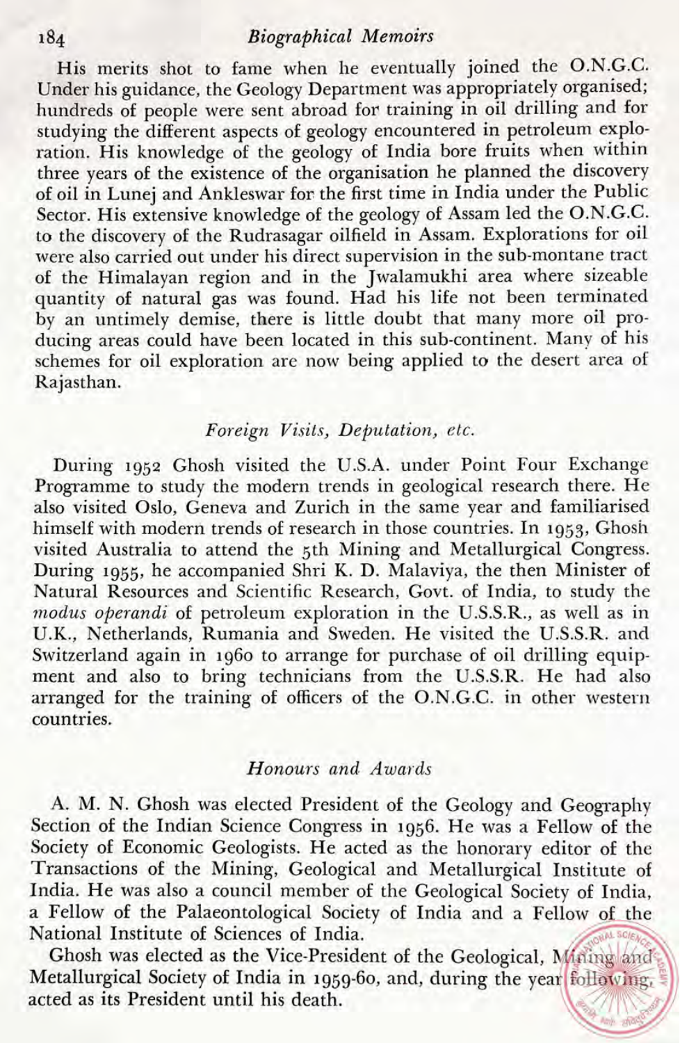His merits shot to fame when he eventually joined the O.N.G.C. Under his guidance, the Geology Department was appropriately organised; hundreds of people were sent abroad for training in oil drilling and for studying the different aspects of geology encountered in petroleum exploration. His knowledge of the geology of India bore fruits when within three years of the existence of the organisation he planned the discovery of oil in Lunej and Ankleswar for the first time in India under the Public Sector. His extensive knowledge of the geology of Assam led the O.N.G.C. to the discovery of the Rudrasagar oilfield in Assam. Explorations for oil were also carried out under his direct supervision in the sub-montane tract of the Himalayan region and in the Jwalamukhi area where sizeable quantity of natural gas was found. Had his life not been terminated by an untimely demise, there is little doubt that many more oil producing areas could have been located in this sub-continent. Many of his schemes for oil exploration are now being applied to the desert area of Rajasthan.

### *Foreign Visits, Deputation, etc.*

During 1952 Ghosh visited the U.S.A. under Point Four Exchange Programme to study the modern trends in geological research there. He also visited Oslo, Geneva and Zurich in the same year and familiarised himself with modern trends of research in those countries. In 1953, Ghosh visited Australia to attend the 5th Mining and Metallurgical Congress. During 1955, he accompanied Shri K. D. Malaviya, the then Minister of Natural Resources and Scientific Research, Govt. of India, to study the *modus operandi* of petroleum exploration in the U.S.S.R., as well as in U.K., Netherlands, Rumania and Sweden. He visited the U.S.S.R. and Switzerland again in 1960 to arrange for purchase of oil drilling equipment and also to bring technicians from the U.S.S.R. He had also arranged for the training of officers of the O.N.G.C. in other western countries.

### *Honours and Awards*

A. M. N. Ghosh was elected President of the Geology and Geography Section of the Indian Science Congress in 1956. He was a Fellow of the Society of Economic Geologists. He acted as the honorary editor of the Transactions of the Mining, Geological and Metallurgical Institute of India. He was also a council member of the Geological Society of India, a Fellow of the Palaeontological Society of India and a Fellow of the National Institute of Sciences of India.

Ghosh was elected as the Vice-President of the Geological, Mining and Metallurgical Society of India in 1959-60, and, during the year following, acted as its President until his death.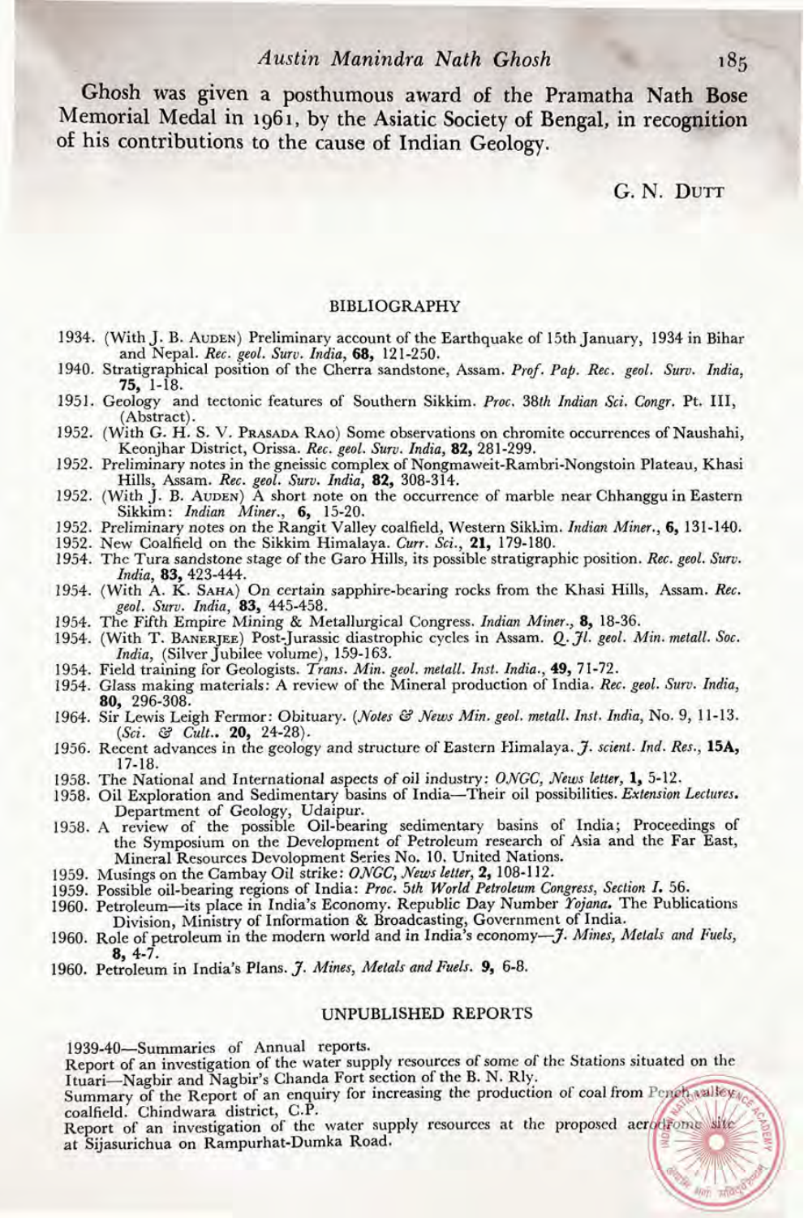Ghosh was given a posthumous award of the Pramatha Nath Bose Memorial Medal in 1961, by the Asiatic Society of Bengal, in recognition of his contributions to the cause of Indian Geology.

G. N. Dutt

## BIBLIOGRAPHY

1934. (With J. B. Auden) Preliminary account of the Earthquake of 15th January, 1934 in Bihar and Nepal. *Rec. geol. Surv. India*, **68,** 121-250.

1940. Stratigraphical position of the Cherra sandstone, Assam. *Prof. Pap. Rec. geol. Surv. India*, **75,** 1-18.

1951. Geology and tectonic features of Southern Sikkim. *Proc. 38th Indian Sci. Congr.* Pt. III, (Abstract).

1952. (With G. H. S. V. Prasada Rao) Some observations on chromite occurrences of Naushahi, Keonjhar District, Orissa. *Rec. geol. Surv. India*, **82,** 281-299.

1952. Preliminary notes in the gneissic complex of Nongmaweit-Rambri-Nongstoin Plateau, Khasi Hills, Assam. *Rec. geol. Surv. India*, **82,** 308-314.

1952. (With J. B. Auden) A short note on the occurrence of marble near Chhanggu in Eastern Sikkim: *Indian Miner.*, **6,** 15-20.

1952. Preliminary notes on the Rangit Valley coalfield, Western Sikkim. *Indian Miner.*, **6,** 131-140.

1952. New Coalfield on the Sikkim Himalaya. *Curr. Sci.*, **21,** 179-180.

1954. The Tura sandstone stage of the Garo Hills, its possible stratigraphic position. *Rec. geol. Surv. India*, **83,** 423-444.

1954. (With A. K. Saha) On certain sapphire-bearing rocks from the Khasi Hills, Assam. *Rec. geol. Surv. India*, **83,** 445-458.

1954. The Fifth Empire Mining & Metallurgical Congress. *Indian Miner.*, **8,** 18-36.

1954. (With T. Banerjee) Post-Jurassic diastrophic cycles in Assam. *Q. Jl. geol. Min. metall. Soc. India*, (Silver Jubilee volume), 159-163.

1954. Field training for Geologists. *Trans. Min. geol. metall. Inst. India.*, **49,** 71-72.

1954. Glass making materials: A review of the Mineral production of India. *Rec. geol. Surv. India*, **80,** 296-308.

1964. Sir Lewis Leigh Fermor: Obituary. (*Notes & News Min. geol. metall. Inst. India*, No. 9, 11-13. (*Sci. & Cult.*. **20,** 24-28).

1956. Recent advances in the geology and structure of Eastern Himalaya. *J. scient. Ind. Res.*, **15A,** 17-18.

1958. The National and International aspects of oil industry: *ONGC, News letter*, **1,** 5-12.

1958. Oil Exploration and Sedimentary basins of India—Their oil possibilities. *Extension Lectures.* Department of Geology, Udaipur.

1958. A review of the possible Oil-bearing sedimentary basins of India; Proceedings of the Symposium on the Development of Petroleum research of Asia and the Far East, Mineral Resources Devolopment Series No. 10. United Nations.

1959. Musings on the Cambay Oil strike: *ONGC, News letter*, **2,** 108-112.

1959. Possible oil-bearing regions of India: *Proc. 5th World Petroleum Congress, Section I.* 56.

1960. Petroleum—its place in India's Economy. Republic Day Number *Yojana.* The Publications Division, Ministry of Information & Broadcasting, Government of India.

1960. Role of petroleum in the modern world and in India's economy—*J. Mines, Metals and Fuels*, **8,** 4-7.

1960. Petroleum in India's Plans. *J. Mines, Metals and Fuels.* **9,** 6-8.

## UNPUBLISHED REPORTS

1939-40—Summaries of Annual reports.

Report of an investigation of the water supply resources of some of the Stations situated on the Ituari—Nagbir and Nagbir's Chanda Fort section of the B. N. Rly.

Summary of the Report of an enquiry for increasing the production of coal from Pench valley coalfield. Chindwara district, C.P.

Report of an investigation of the water supply resources at the proposed aerodrome site at Sijasurichua on Rampurhat-Dumka Road.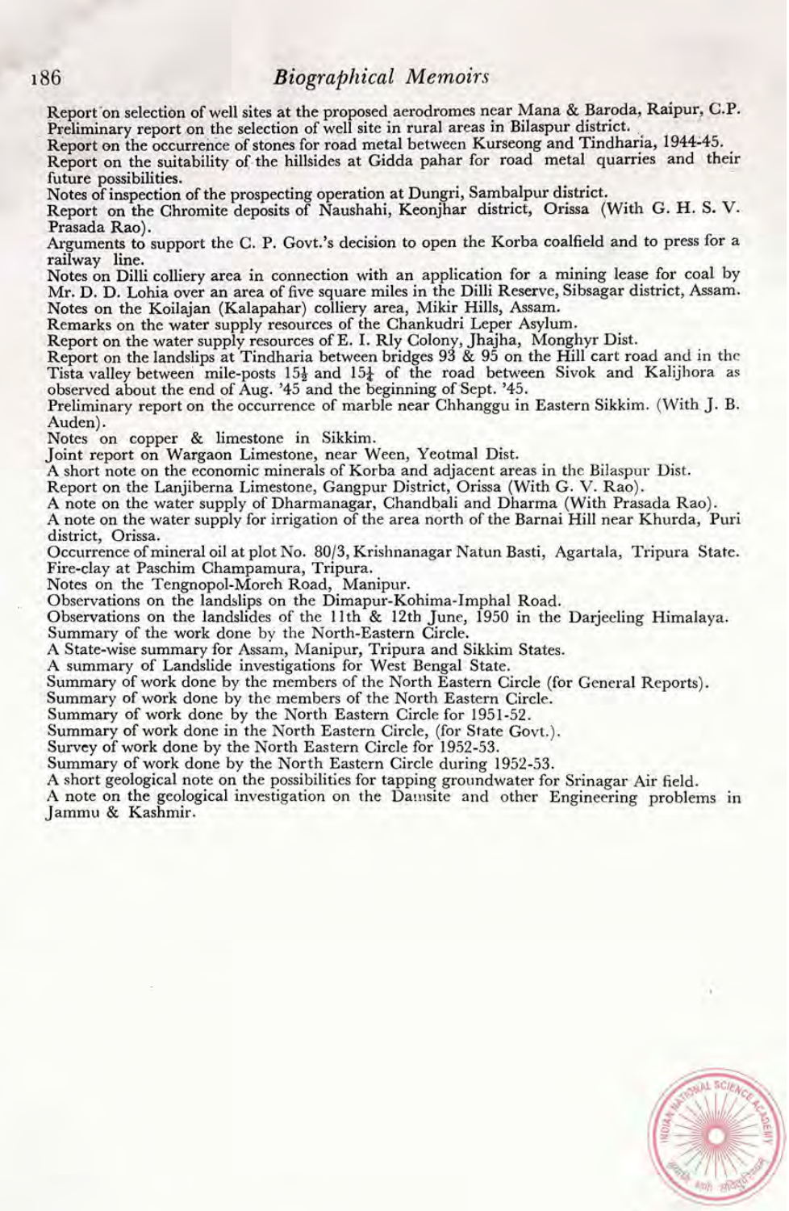Report on selection of well sites at the proposed aerodromes near Mana & Baroda, Raipur, C.P.
Preliminary report on the selection of well site in rural areas in Bilaspur district.
Report on the occurrence of stones for road metal between Kurseong and Tindharia, 1944-45.
Report on the suitability of the hillsides at Gidda pahar for road metal quarries and their future possibilities.
Notes of inspection of the prospecting operation at Dungri, Sambalpur district.
Report on the Chromite deposits of Naushahi, Keonjhar district, Orissa (With G. H. S. V. Prasada Rao).
Arguments to support the C. P. Govt.'s decision to open the Korba coalfield and to press for a railway line.
Notes on Dilli colliery area in connection with an application for a mining lease for coal by Mr. D. D. Lohia over an area of five square miles in the Dilli Reserve, Sibsagar district, Assam.
Notes on the Koilajan (Kalapahar) colliery area, Mikir Hills, Assam.
Remarks on the water supply resources of the Chankudri Leper Asylum.
Report on the water supply resources of E. I. Rly Colony, Jhajha, Monghyr Dist.
Report on the landslips at Tindharia between bridges 93 & 95 on the Hill cart road and in the Tista valley between mile-posts 15½ and 15¼ of the road between Sivok and Kalijhora as observed about the end of Aug. '45 and the beginning of Sept. '45.
Preliminary report on the occurrence of marble near Chhanggu in Eastern Sikkim. (With J. B. Auden).
Notes on copper & limestone in Sikkim.
Joint report on Wargaon Limestone, near Ween, Yeotmal Dist.
A short note on the economic minerals of Korba and adjacent areas in the Bilaspur Dist.
Report on the Lanjiberna Limestone, Gangpur District, Orissa (With G. V. Rao).
A note on the water supply of Dharmanagar, Chandbali and Dharma (With Prasada Rao).
A note on the water supply for irrigation of the area north of the Barnai Hill near Khurda, Puri district, Orissa.
Occurrence of mineral oil at plot No. 80/3, Krishnanagar Natun Basti, Agartala, Tripura State.
Fire-clay at Paschim Champamura, Tripura.
Notes on the Tengnopol-Moreh Road, Manipur.
Observations on the landslips on the Dimapur-Kohima-Imphal Road.
Observations on the landslides of the 11th & 12th June, 1950 in the Darjeeling Himalaya.
Summary of the work done by the North-Eastern Circle.
A State-wise summary for Assam, Manipur, Tripura and Sikkim States.
A summary of Landslide investigations for West Bengal State.
Summary of work done by the members of the North Eastern Circle (for General Reports).
Summary of work done by the members of the North Eastern Circle.
Summary of work done by the North Eastern Circle for 1951-52.
Summary of work done in the North Eastern Circle, (for State Govt.).
Survey of work done by the North Eastern Circle for 1952-53.
Summary of work done by the North Eastern Circle during 1952-53.
A short geological note on the possibilities for tapping groundwater for Srinagar Air field.
A note on the geological investigation on the Damsite and other Engineering problems in Jammu & Kashmir.